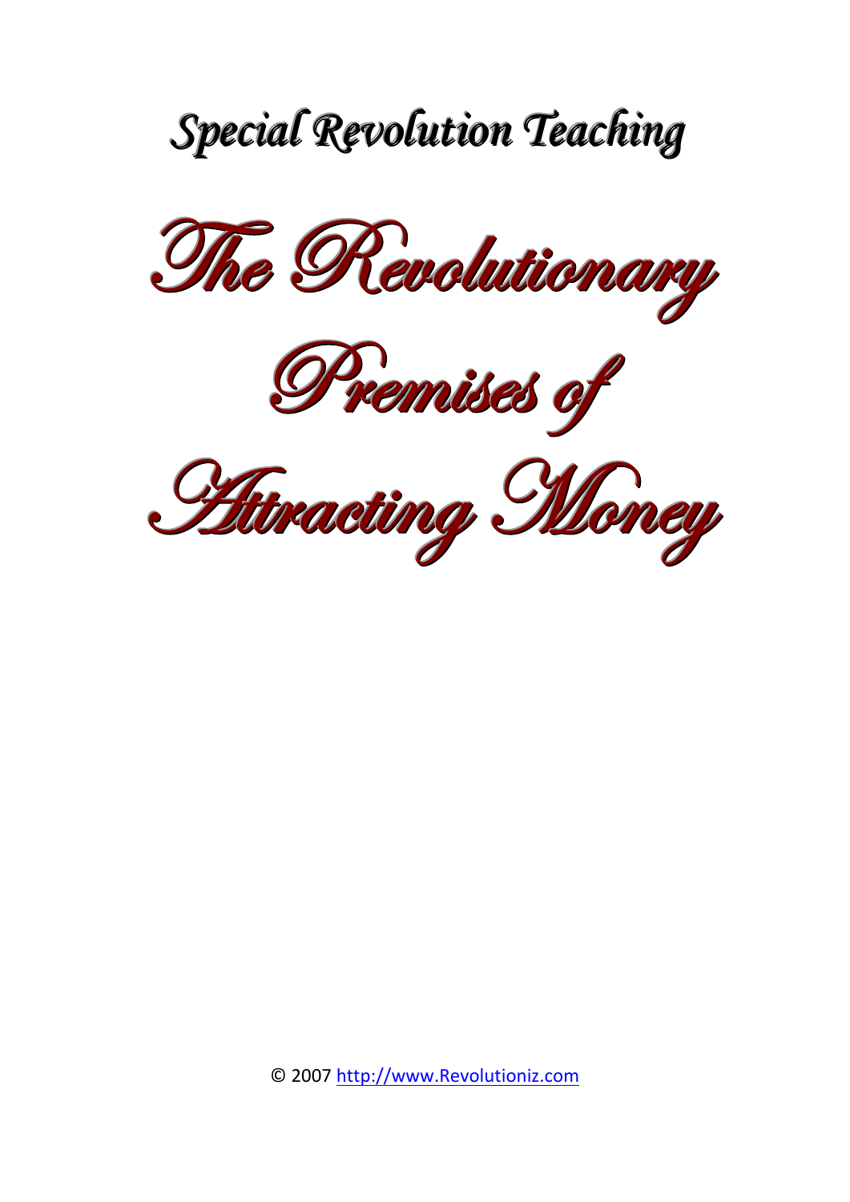*Special Revolution Teaching*

# The Revolutionary Premises of Attracting Money

© 2007 http://www.Revolutioniz.com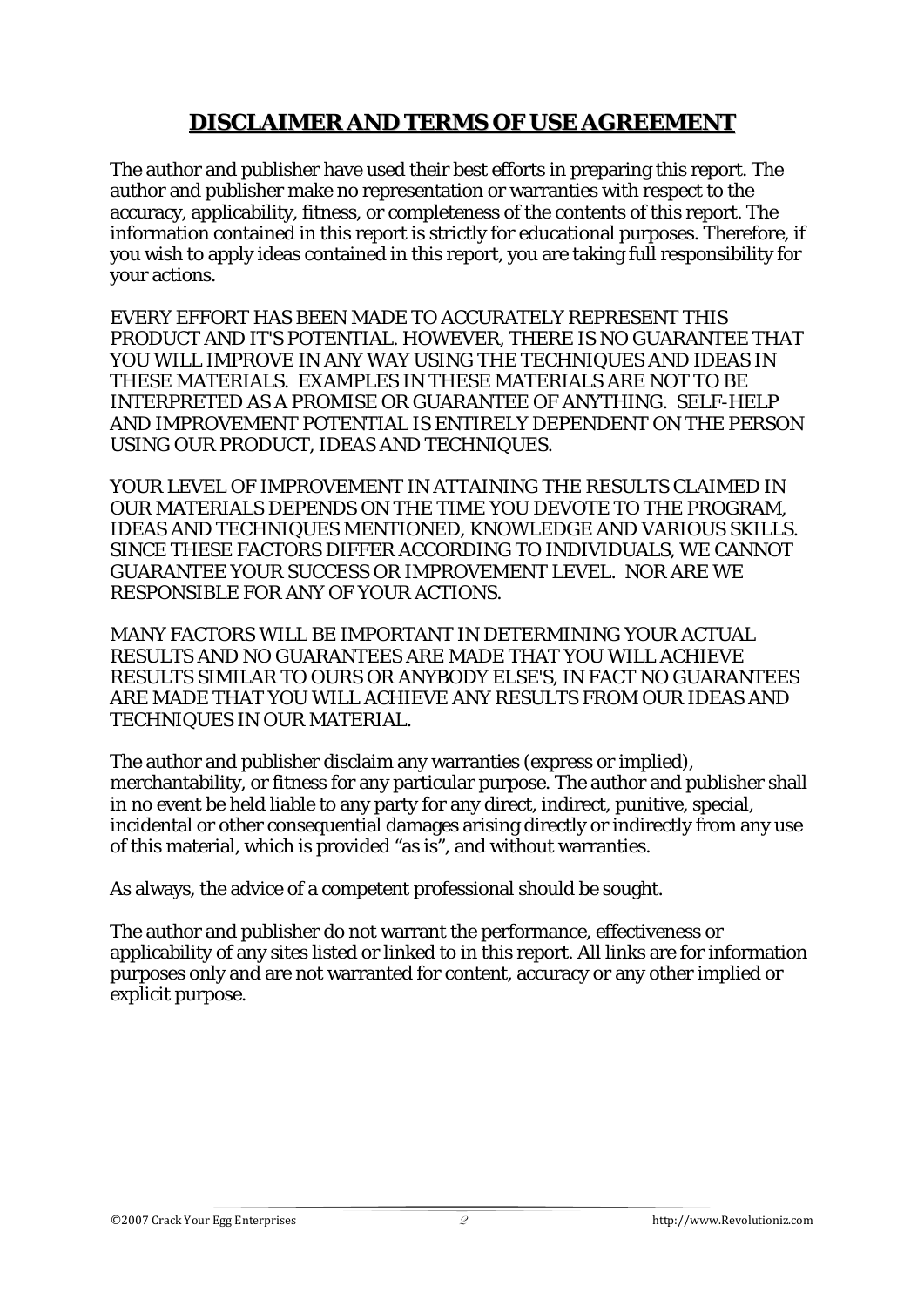## DISCLAIMER AND TERMS OF USE AGREEMENT

The author and publisher have used their best efforts in preparing this report. The author and publisher make no representation or warranties with respect to the accuracy, applicability, fitness, or completeness of the contents of this report. The information contained in this report is strictly for educational purposes. Therefore, if you wish to apply ideas contained in this report, you are taking full responsibility for your actions.

EVERY EFFORT HAS BEEN MADE TO ACCURATELY REPRESENT THIS PRODUCT AND IT'S POTENTIAL. HOWEVER, THERE IS NO GUARANTEE THAT YOU WILL IMPROVE IN ANY WAY USING THE TECHNIQUES AND IDEAS IN THESE MATERIALS. EXAMPLES IN THESE MATERIALS ARE NOT TO BE INTERPRETED AS A PROMISE OR GUARANTEE OF ANYTHING. SELF-HELP AND IMPROVEMENT POTENTIAL IS ENTIRELY DEPENDENT ON THE PERSON USING OUR PRODUCT, IDEAS AND TECHNIQUES.

YOUR LEVEL OF IMPROVEMENT IN ATTAINING THE RESULTS CLAIMED IN OUR MATERIALS DEPENDS ON THE TIME YOU DEVOTE TO THE PROGRAM, IDEAS AND TECHNIQUES MENTIONED, KNOWLEDGE AND VARIOUS SKILLS. SINCE THESE FACTORS DIFFER ACCORDING TO INDIVIDUALS, WE CANNOT GUARANTEE YOUR SUCCESS OR IMPROVEMENT LEVEL. NOR ARE WE RESPONSIBLE FOR ANY OF YOUR ACTIONS.

MANY FACTORS WILL BE IMPORTANT IN DETERMINING YOUR ACTUAL RESULTS AND NO GUARANTEES ARE MADE THAT YOU WILL ACHIEVE RESULTS SIMILAR TO OURS OR ANYBODY ELSE'S, IN FACT NO GUARANTEES ARE MADE THAT YOU WILL ACHIEVE ANY RESULTS FROM OUR IDEAS AND TECHNIQUES IN OUR MATERIAL.

The author and publisher disclaim any warranties (express or implied), merchantability, or fitness for any particular purpose. The author and publisher shall in no event be held liable to any party for any direct, indirect, punitive, special, incidental or other consequential damages arising directly or indirectly from any use of this material, which is provided "as is", and without warranties.

As always, the advice of a competent professional should be sought.

The author and publisher do not warrant the performance, effectiveness or applicability of any sites listed or linked to in this report. All links are for information purposes only and are not warranted for content, accuracy or any other implied or explicit purpose.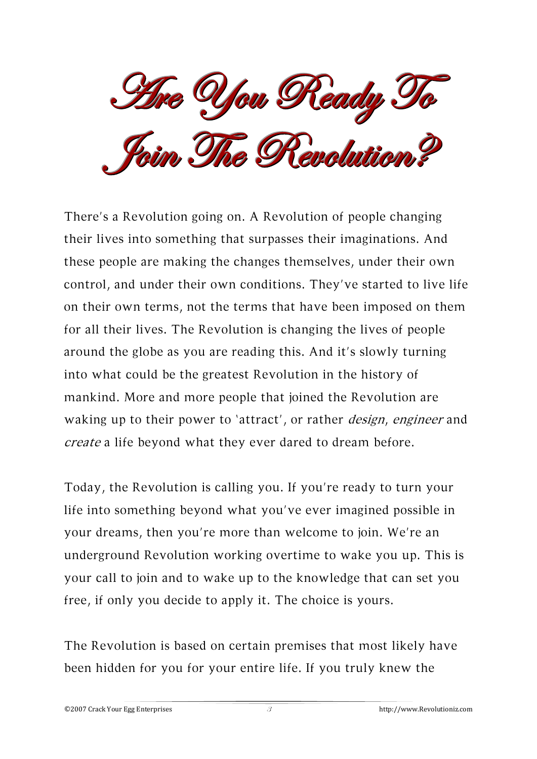# Are You Ready To Join The Revolution?

There's a Revolution going on. A Revolution of people changing their lives into something that surpasses their imaginations. And these people are making the changes themselves, under their own control, and under their own conditions. They've started to live life on their own terms, not the terms that have been imposed on them for all their lives. The Revolution is changing the lives of people around the globe as you are reading this. And it's slowly turning into what could be the greatest Revolution in the history of mankind. More and more people that joined the Revolution are waking up to their power to 'attract', or rather *design*, *engineer* and *create* a life beyond what they ever dared to dream before.

Today, the Revolution is calling you. If you're ready to turn your life into something beyond what you've ever imagined possible in your dreams, then you're more than welcome to join. We're an underground Revolution working overtime to wake you up. This is your call to join and to wake up to the knowledge that can set you free, if only you decide to apply it. The choice is yours.

The Revolution is based on certain premises that most likely have been hidden for you for your entire life. If you truly knew the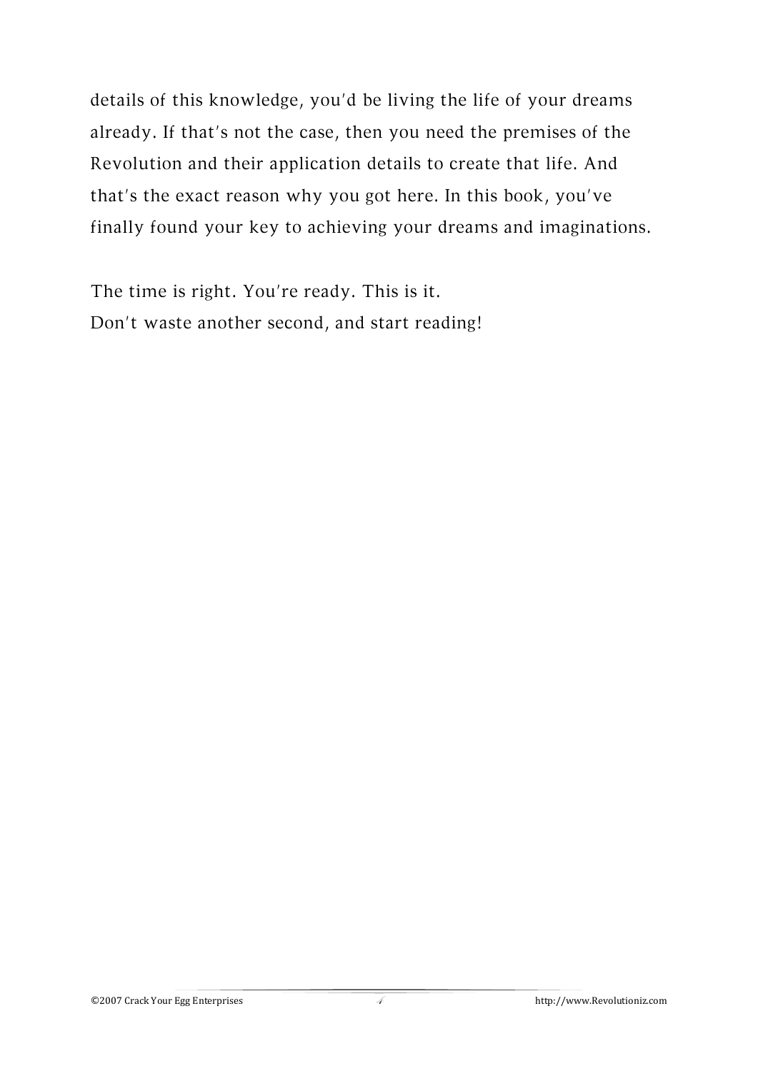details of this knowledge, you'd be living the life of your dreams already. If that's not the case, then you need the premises of the Revolution and their application details to create that life. And that's the exact reason why you got here. In this book, you've finally found your key to achieving your dreams and imaginations.

The time is right. You're ready. This is it.
Don't waste another second, and start reading!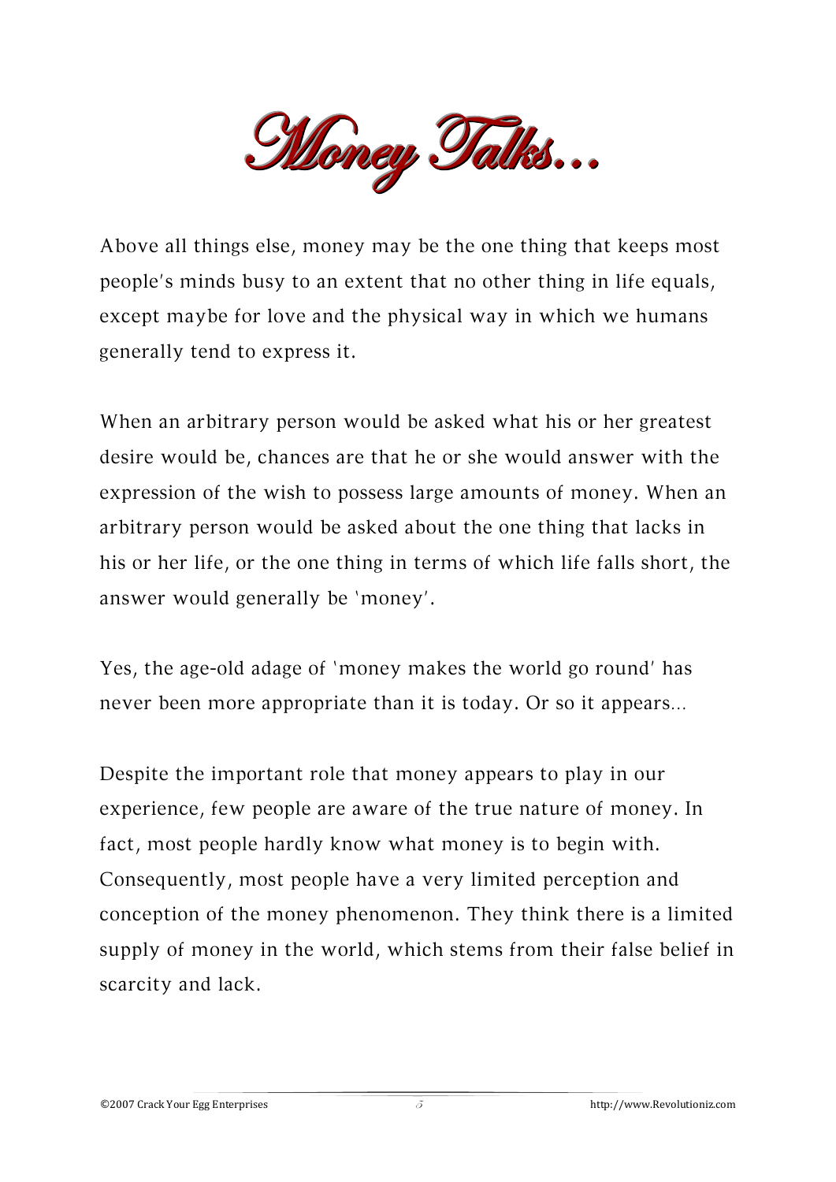# Money Talks...

Above all things else, money may be the one thing that keeps most people's minds busy to an extent that no other thing in life equals, except maybe for love and the physical way in which we humans generally tend to express it.

When an arbitrary person would be asked what his or her greatest desire would be, chances are that he or she would answer with the expression of the wish to possess large amounts of money. When an arbitrary person would be asked about the one thing that lacks in his or her life, or the one thing in terms of which life falls short, the answer would generally be 'money'.

Yes, the age-old adage of 'money makes the world go round' has never been more appropriate than it is today. Or so it appears...

Despite the important role that money appears to play in our experience, few people are aware of the true nature of money. In fact, most people hardly know what money is to begin with. Consequently, most people have a very limited perception and conception of the money phenomenon. They think there is a limited supply of money in the world, which stems from their false belief in scarcity and lack.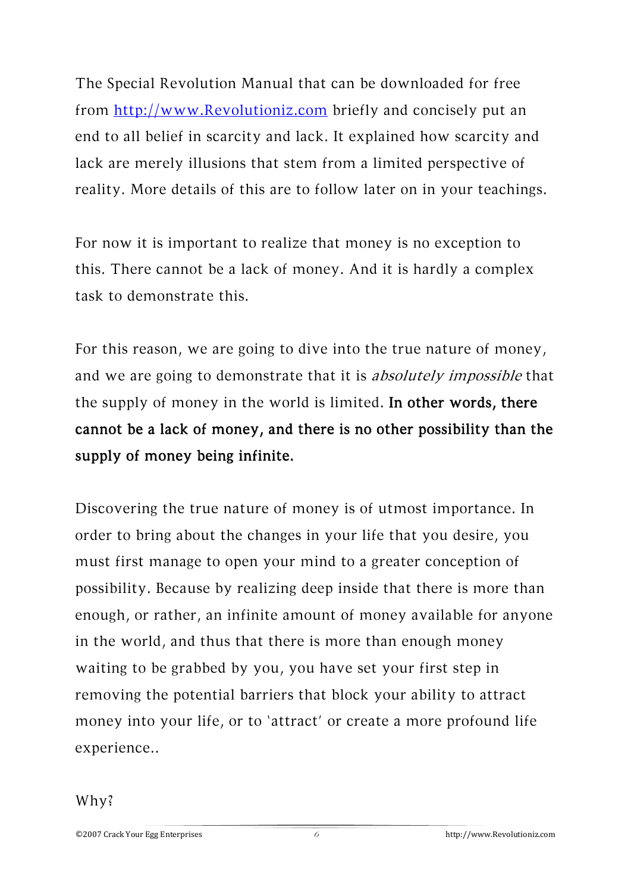The Special Revolution Manual that can be downloaded for free from [http://www.Revolutioniz.com](http://www.Revolutioniz.com) briefly and concisely put an end to all belief in scarcity and lack. It explained how scarcity and lack are merely illusions that stem from a limited perspective of reality. More details of this are to follow later on in your teachings.

For now it is important to realize that money is no exception to this. There cannot be a lack of money. And it is hardly a complex task to demonstrate this.

For this reason, we are going to dive into the true nature of money, and we are going to demonstrate that it is *absolutely impossible* that the supply of money in the world is limited. **In other words, there cannot be a lack of money, and there is no other possibility than the supply of money being infinite.**

Discovering the true nature of money is of utmost importance. In order to bring about the changes in your life that you desire, you must first manage to open your mind to a greater conception of possibility. Because by realizing deep inside that there is more than enough, or rather, an infinite amount of money available for anyone in the world, and thus that there is more than enough money waiting to be grabbed by you, you have set your first step in removing the potential barriers that block your ability to attract money into your life, or to 'attract' or create a more profound life experience..

Why?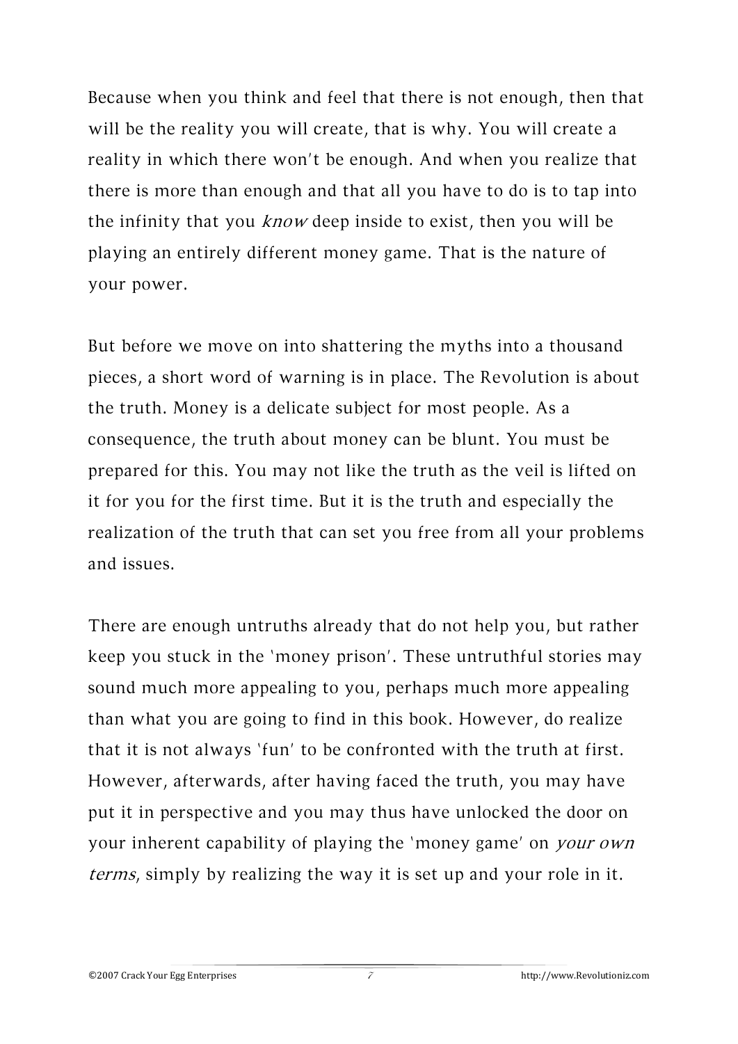Because when you think and feel that there is not enough, then that will be the reality you will create, that is why. You will create a reality in which there won't be enough. And when you realize that there is more than enough and that all you have to do is to tap into the infinity that you *know* deep inside to exist, then you will be playing an entirely different money game. That is the nature of your power.

But before we move on into shattering the myths into a thousand pieces, a short word of warning is in place. The Revolution is about the truth. Money is a delicate subject for most people. As a consequence, the truth about money can be blunt. You must be prepared for this. You may not like the truth as the veil is lifted on it for you for the first time. But it is the truth and especially the realization of the truth that can set you free from all your problems and issues.

There are enough untruths already that do not help you, but rather keep you stuck in the 'money prison'. These untruthful stories may sound much more appealing to you, perhaps much more appealing than what you are going to find in this book. However, do realize that it is not always 'fun' to be confronted with the truth at first. However, afterwards, after having faced the truth, you may have put it in perspective and you may thus have unlocked the door on your inherent capability of playing the 'money game' on *your own terms*, simply by realizing the way it is set up and your role in it.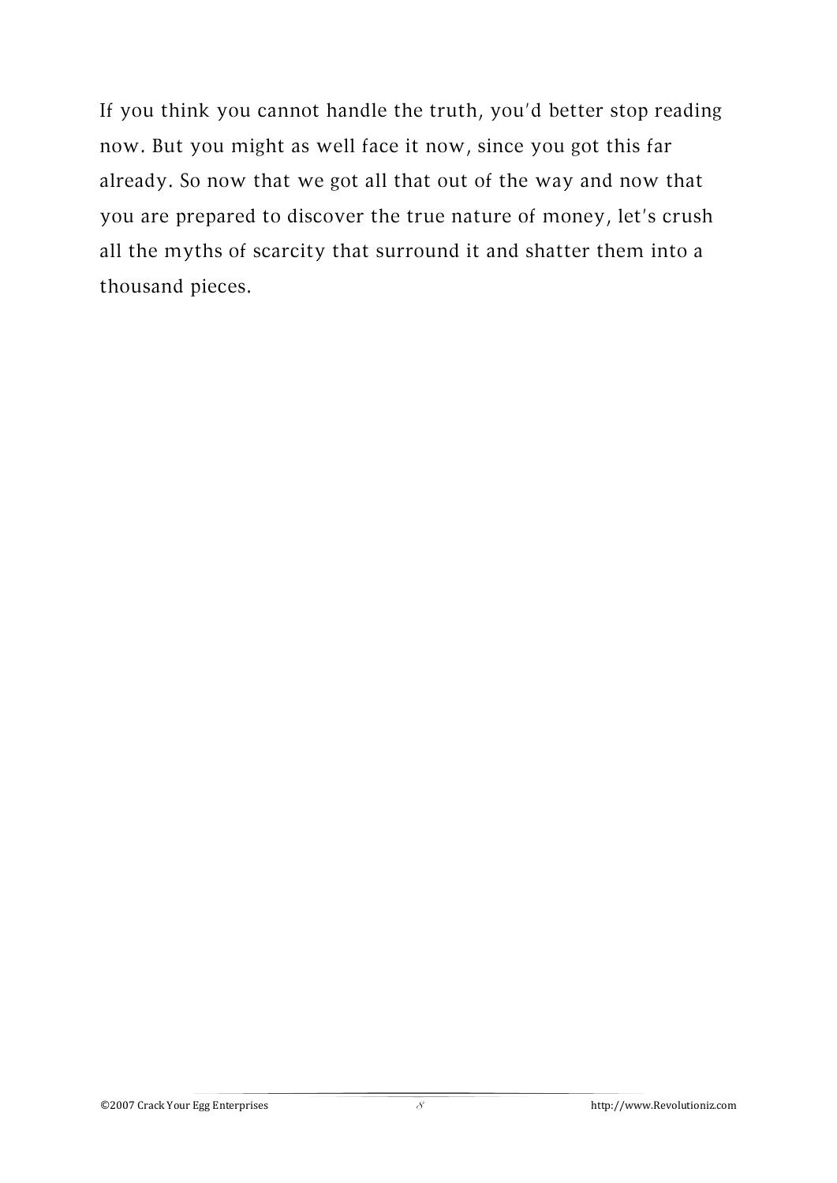If you think you cannot handle the truth, you'd better stop reading now. But you might as well face it now, since you got this far already. So now that we got all that out of the way and now that you are prepared to discover the true nature of money, let's crush all the myths of scarcity that surround it and shatter them into a thousand pieces.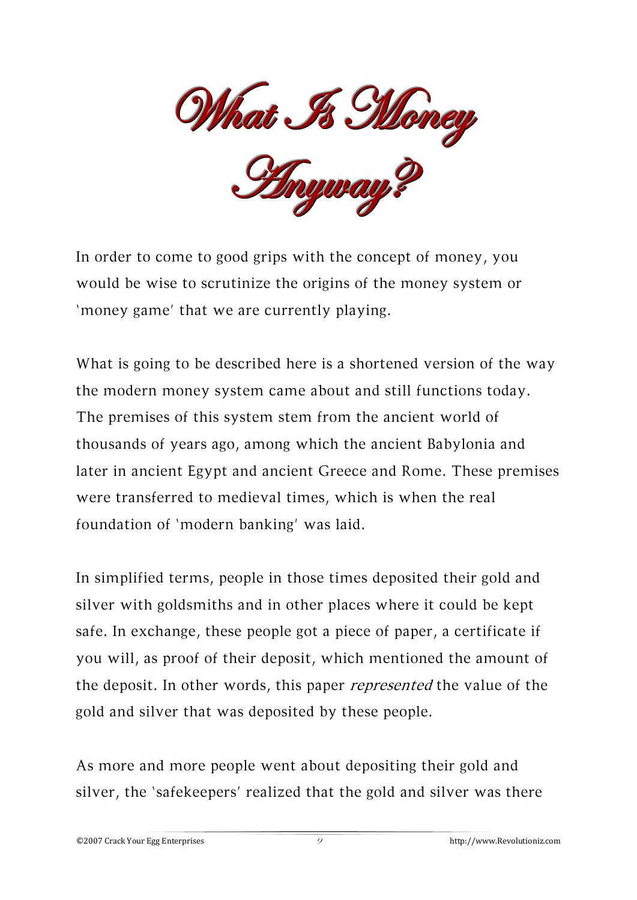# What Is Money Anyway?

In order to come to good grips with the concept of money, you would be wise to scrutinize the origins of the money system or 'money game' that we are currently playing.

What is going to be described here is a shortened version of the way the modern money system came about and still functions today. The premises of this system stem from the ancient world of thousands of years ago, among which the ancient Babylonia and later in ancient Egypt and ancient Greece and Rome. These premises were transferred to medieval times, which is when the real foundation of 'modern banking' was laid.

In simplified terms, people in those times deposited their gold and silver with goldsmiths and in other places where it could be kept safe. In exchange, these people got a piece of paper, a certificate if you will, as proof of their deposit, which mentioned the amount of the deposit. In other words, this paper *represented* the value of the gold and silver that was deposited by these people.

As more and more people went about depositing their gold and silver, the 'safekeepers' realized that the gold and silver was there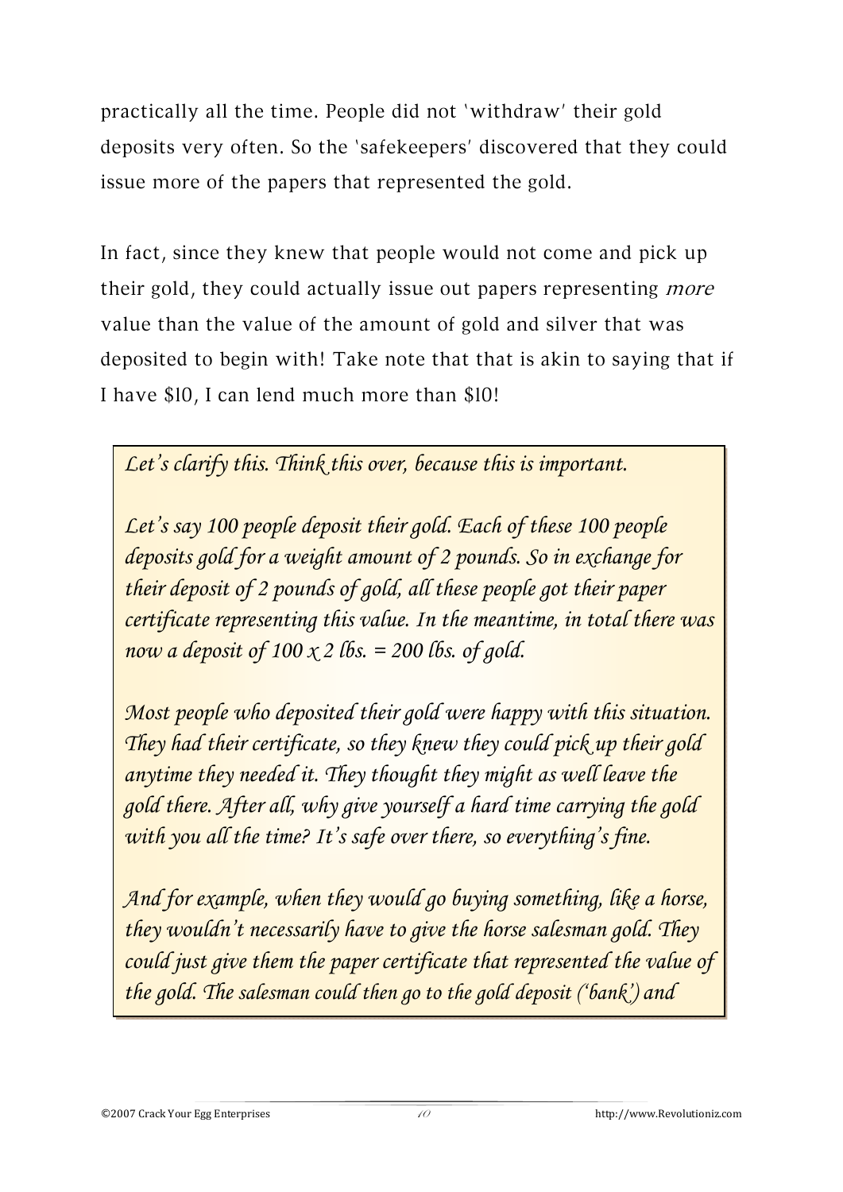practically all the time. People did not 'withdraw' their gold deposits very often. So the 'safekeepers' discovered that they could issue more of the papers that represented the gold.

In fact, since they knew that people would not come and pick up their gold, they could actually issue out papers representing *more* value than the value of the amount of gold and silver that was deposited to begin with! Take note that that is akin to saying that if I have $10, I can lend much more than $10!

> *Let's clarify this. Think this over, because this is important.*
>
> *Let's say 100 people deposit their gold. Each of these 100 people deposits gold for a weight amount of 2 pounds. So in exchange for their deposit of 2 pounds of gold, all these people got their paper certificate representing this value. In the meantime, in total there was now a deposit of 100 x 2 lbs. = 200 lbs. of gold.*
>
> *Most people who deposited their gold were happy with this situation. They had their certificate, so they knew they could pick up their gold anytime they needed it. They thought they might as well leave the gold there. After all, why give yourself a hard time carrying the gold with you all the time? It's safe over there, so everything's fine.*
>
> *And for example, when they would go buying something, like a horse, they wouldn't necessarily have to give the horse salesman gold. They could just give them the paper certificate that represented the value of the gold. The salesman could then go to the gold deposit ('bank') and*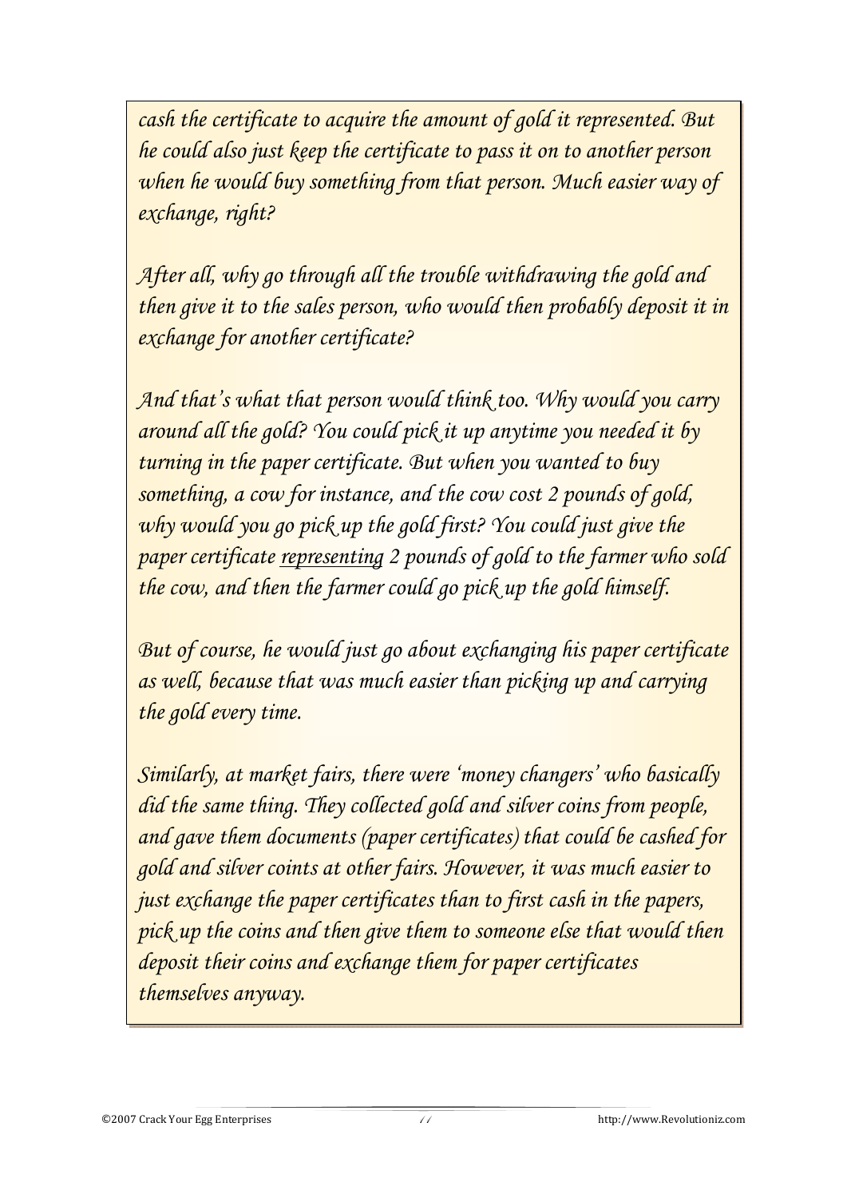*cash the certificate to acquire the amount of gold it represented. But he could also just keep the certificate to pass it on to another person when he would buy something from that person. Much easier way of exchange, right?*

*After all, why go through all the trouble withdrawing the gold and then give it to the sales person, who would then probably deposit it in exchange for another certificate?*

*And that's what that person would think too. Why would you carry around all the gold? You could pick it up anytime you needed it by turning in the paper certificate. But when you wanted to buy something, a cow for instance, and the cow cost 2 pounds of gold, why would you go pick up the gold first? You could just give the paper certificate <u>representing</u> 2 pounds of gold to the farmer who sold the cow, and then the farmer could go pick up the gold himself.*

*But of course, he would just go about exchanging his paper certificate as well, because that was much easier than picking up and carrying the gold every time.*

*Similarly, at market fairs, there were 'money changers' who basically did the same thing. They collected gold and silver coins from people, and gave them documents (paper certificates) that could be cashed for gold and silver coints at other fairs. However, it was much easier to just exchange the paper certificates than to first cash in the papers, pick up the coins and then give them to someone else that would then deposit their coins and exchange them for paper certificates themselves anyway.*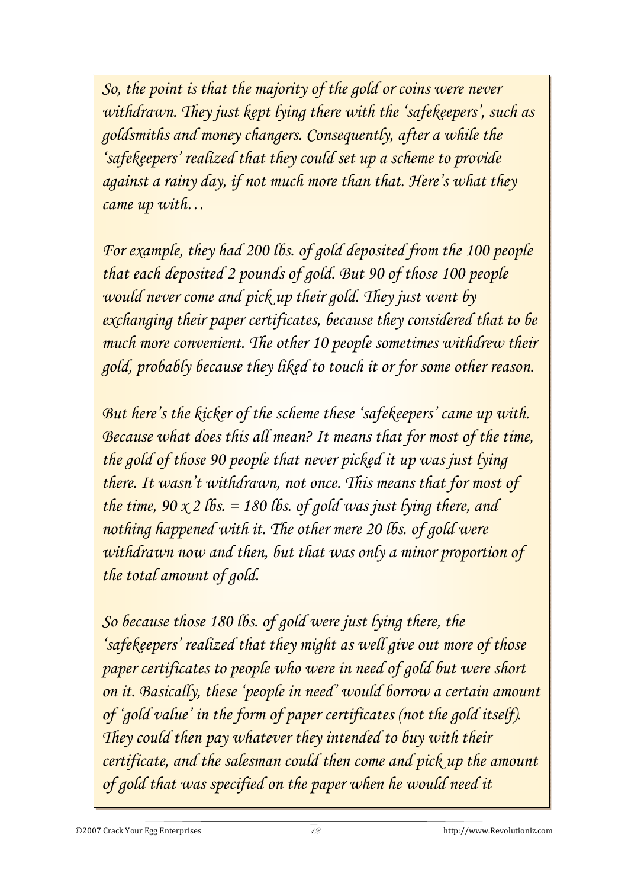*So, the point is that the majority of the gold or coins were never withdrawn. They just kept lying there with the 'safekeepers', such as goldsmiths and money changers. Consequently, after a while the 'safekeepers' realized that they could set up a scheme to provide against a rainy day, if not much more than that. Here's what they came up with…*

*For example, they had 200 lbs. of gold deposited from the 100 people that each deposited 2 pounds of gold. But 90 of those 100 people would never come and pick up their gold. They just went by exchanging their paper certificates, because they considered that to be much more convenient. The other 10 people sometimes withdrew their gold, probably because they liked to touch it or for some other reason.*

*But here's the kicker of the scheme these 'safekeepers' came up with. Because what does this all mean? It means that for most of the time, the gold of those 90 people that never picked it up was just lying there. It wasn't withdrawn, not once. This means that for most of the time, 90 x 2 lbs. = 180 lbs. of gold was just lying there, and nothing happened with it. The other mere 20 lbs. of gold were withdrawn now and then, but that was only a minor proportion of the total amount of gold.*

*So because those 180 lbs. of gold were just lying there, the 'safekeepers' realized that they might as well give out more of those paper certificates to people who were in need of gold but were short on it. Basically, these 'people in need' would <u>borrow</u> a certain amount of '<u>gold value</u>' in the form of paper certificates (not the gold itself). They could then pay whatever they intended to buy with their certificate, and the salesman could then come and pick up the amount of gold that was specified on the paper when he would need it*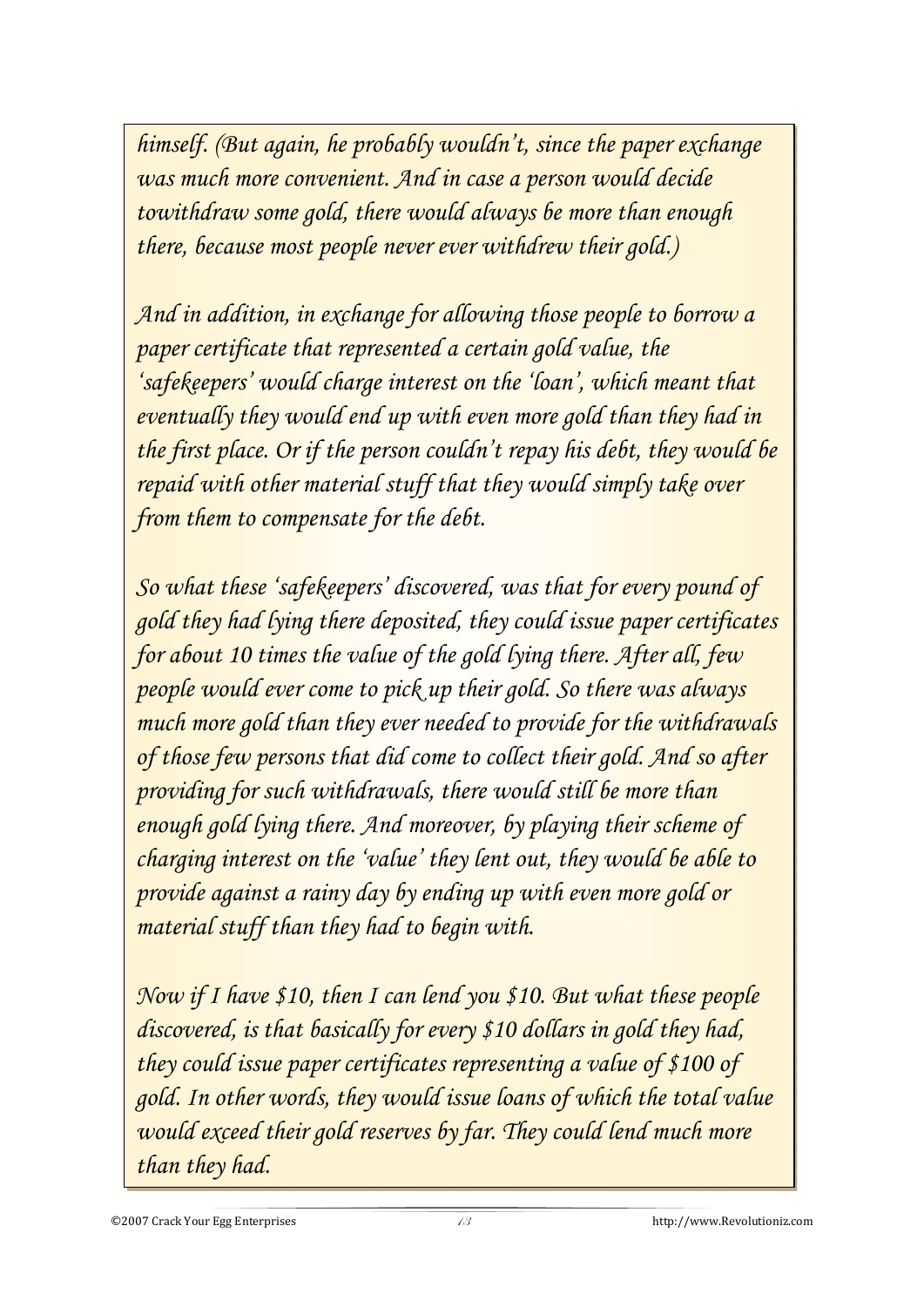*himself. (But again, he probably wouldn't, since the paper exchange was much more convenient. And in case a person would decide towithdraw some gold, there would always be more than enough there, because most people never ever withdrew their gold.)*

*And in addition, in exchange for allowing those people to borrow a paper certificate that represented a certain gold value, the 'safekeepers' would charge interest on the 'loan', which meant that eventually they would end up with even more gold than they had in the first place. Or if the person couldn't repay his debt, they would be repaid with other material stuff that they would simply take over from them to compensate for the debt.*

*So what these 'safekeepers' discovered, was that for every pound of gold they had lying there deposited, they could issue paper certificates for about 10 times the value of the gold lying there. After all, few people would ever come to pick up their gold. So there was always much more gold than they ever needed to provide for the withdrawals of those few persons that did come to collect their gold. And so after providing for such withdrawals, there would still be more than enough gold lying there. And moreover, by playing their scheme of charging interest on the 'value' they lent out, they would be able to provide against a rainy day by ending up with even more gold or material stuff than they had to begin with.*

*Now if I have $10, then I can lend you $10. But what these people discovered, is that basically for every $10 dollars in gold they had, they could issue paper certificates representing a value of $100 of gold. In other words, they would issue loans of which the total value would exceed their gold reserves by far. They could lend much more than they had.*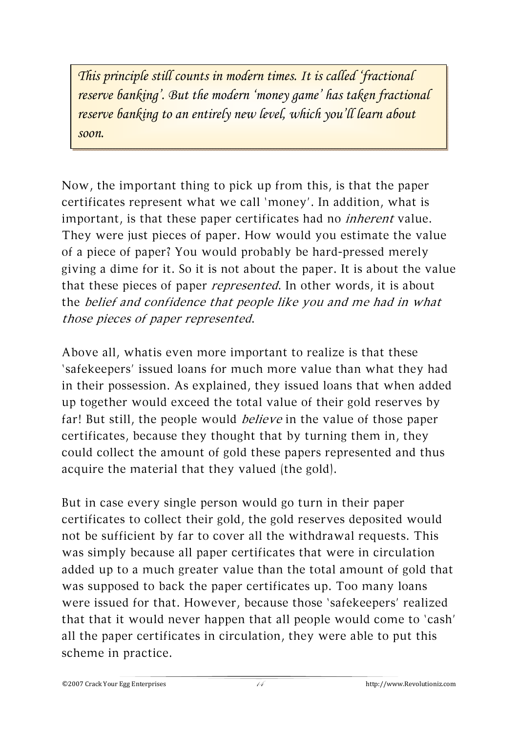> *This principle still counts in modern times. It is called 'fractional reserve banking'. But the modern 'money game' has taken fractional reserve banking to an entirely new level, which you'll learn about soon.*

Now, the important thing to pick up from this, is that the paper certificates represent what we call 'money'. In addition, what is important, is that these paper certificates had no *inherent* value. They were just pieces of paper. How would you estimate the value of a piece of paper? You would probably be hard-pressed merely giving a dime for it. So it is not about the paper. It is about the value that these pieces of paper *represented*. In other words, it is about the *belief and confidence that people like you and me had in what those pieces of paper represented*.

Above all, whatis even more important to realize is that these 'safekeepers' issued loans for much more value than what they had in their possession. As explained, they issued loans that when added up together would exceed the total value of their gold reserves by far! But still, the people would *believe* in the value of those paper certificates, because they thought that by turning them in, they could collect the amount of gold these papers represented and thus acquire the material that they valued (the gold).

But in case every single person would go turn in their paper certificates to collect their gold, the gold reserves deposited would not be sufficient by far to cover all the withdrawal requests. This was simply because all paper certificates that were in circulation added up to a much greater value than the total amount of gold that was supposed to back the paper certificates up. Too many loans were issued for that. However, because those 'safekeepers' realized that that it would never happen that all people would come to 'cash' all the paper certificates in circulation, they were able to put this scheme in practice.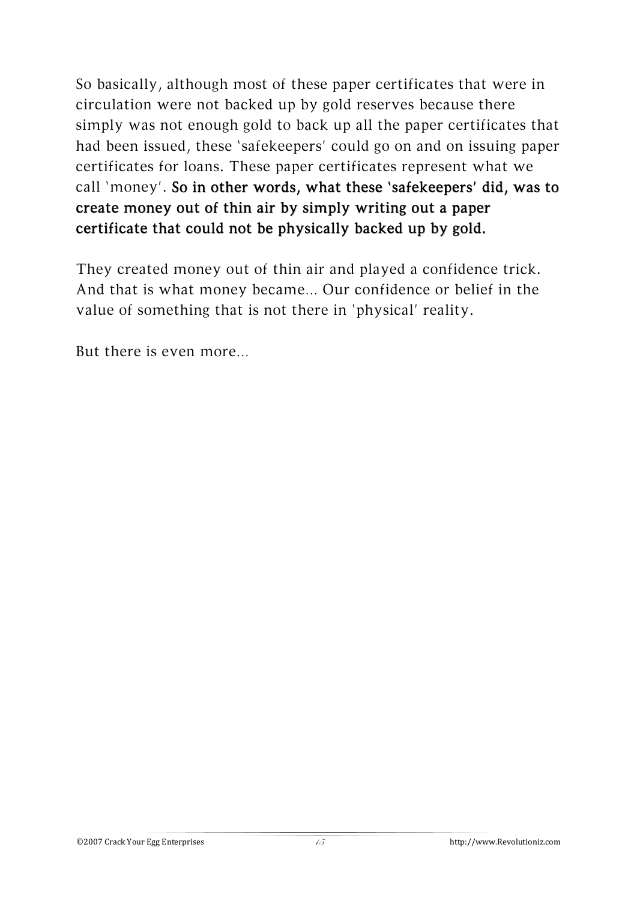So basically, although most of these paper certificates that were in circulation were not backed up by gold reserves because there simply was not enough gold to back up all the paper certificates that had been issued, these 'safekeepers' could go on and on issuing paper certificates for loans. These paper certificates represent what we call 'money'. **So in other words, what these 'safekeepers' did, was to create money out of thin air by simply writing out a paper certificate that could not be physically backed up by gold.**

They created money out of thin air and played a confidence trick. And that is what money became... Our confidence or belief in the value of something that is not there in 'physical' reality.

But there is even more...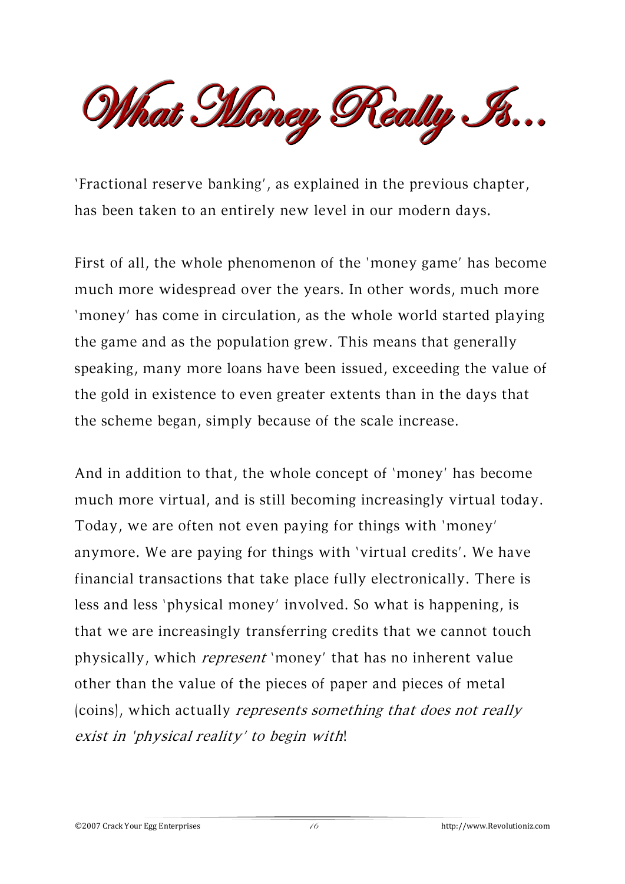# What Money Really Is...

'Fractional reserve banking', as explained in the previous chapter, has been taken to an entirely new level in our modern days.

First of all, the whole phenomenon of the 'money game' has become much more widespread over the years. In other words, much more 'money' has come in circulation, as the whole world started playing the game and as the population grew. This means that generally speaking, many more loans have been issued, exceeding the value of the gold in existence to even greater extents than in the days that the scheme began, simply because of the scale increase.

And in addition to that, the whole concept of 'money' has become much more virtual, and is still becoming increasingly virtual today. Today, we are often not even paying for things with 'money' anymore. We are paying for things with 'virtual credits'. We have financial transactions that take place fully electronically. There is less and less 'physical money' involved. So what is happening, is that we are increasingly transferring credits that we cannot touch physically, which *represent* 'money' that has no inherent value other than the value of the pieces of paper and pieces of metal (coins), which actually *represents something that does not really exist in 'physical reality' to begin with*!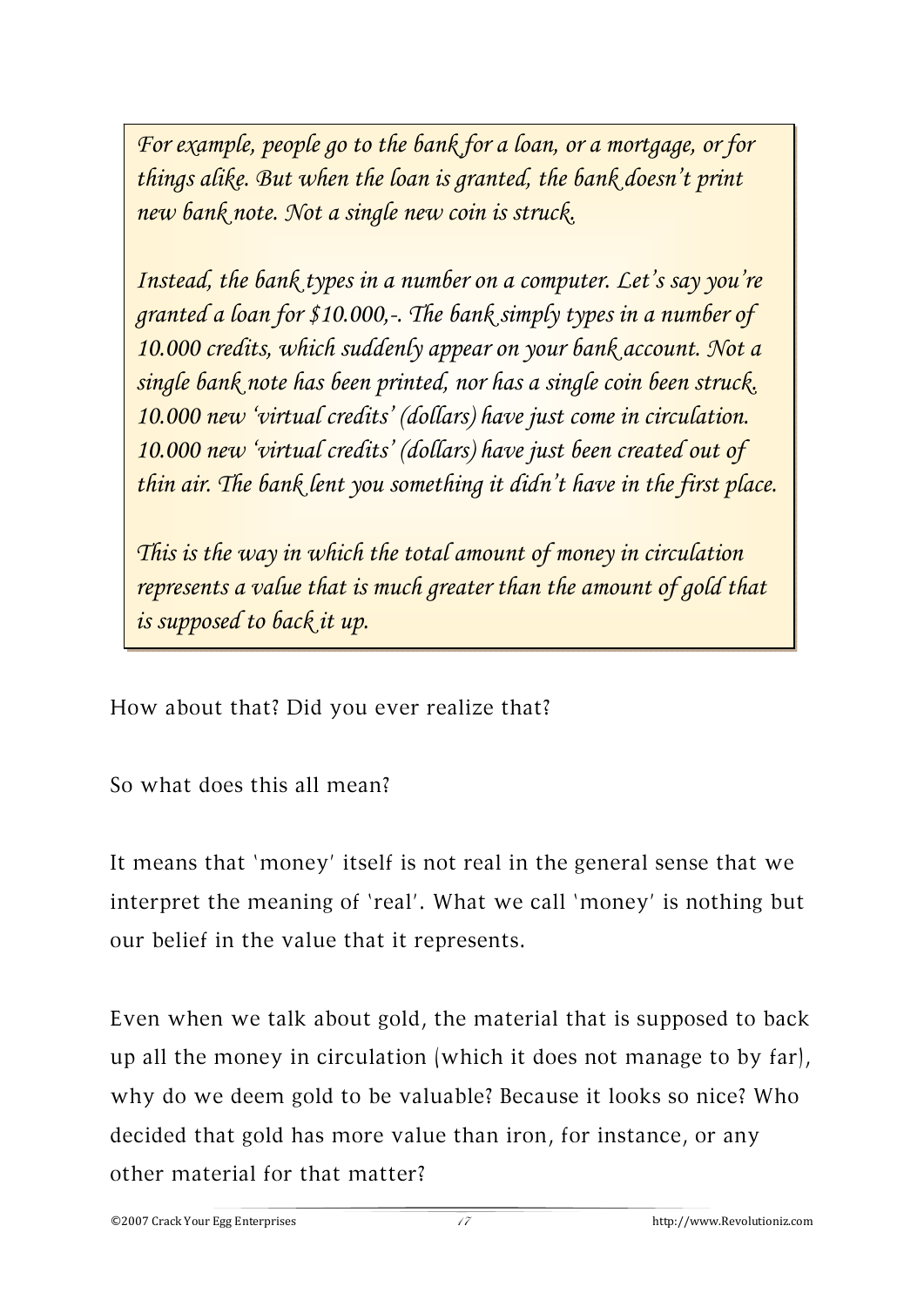> *For example, people go to the bank for a loan, or a mortgage, or for things alike. But when the loan is granted, the bank doesn't print new bank note. Not a single new coin is struck.*
>
> *Instead, the bank types in a number on a computer. Let's say you're granted a loan for $10.000,-. The bank simply types in a number of 10.000 credits, which suddenly appear on your bank account. Not a single bank note has been printed, nor has a single coin been struck. 10.000 new 'virtual credits' (dollars) have just come in circulation. 10.000 new 'virtual credits' (dollars) have just been created out of thin air. The bank lent you something it didn't have in the first place.*
>
> *This is the way in which the total amount of money in circulation represents a value that is much greater than the amount of gold that is supposed to back it up.*

How about that? Did you ever realize that?

So what does this all mean?

It means that 'money' itself is not real in the general sense that we interpret the meaning of 'real'. What we call 'money' is nothing but our belief in the value that it represents.

Even when we talk about gold, the material that is supposed to back up all the money in circulation (which it does not manage to by far), why do we deem gold to be valuable? Because it looks so nice? Who decided that gold has more value than iron, for instance, or any other material for that matter?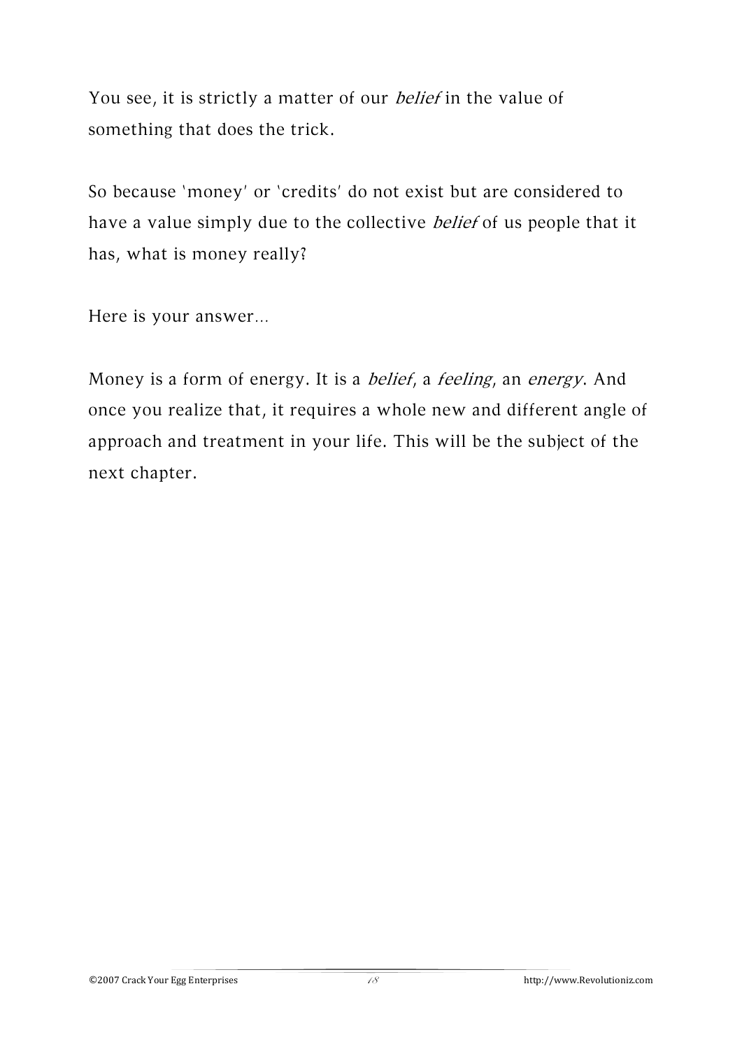You see, it is strictly a matter of our *belief* in the value of something that does the trick.

So because 'money' or 'credits' do not exist but are considered to have a value simply due to the collective *belief* of us people that it has, what is money really?

Here is your answer…

Money is a form of energy. It is a *belief*, a *feeling*, an *energy*. And once you realize that, it requires a whole new and different angle of approach and treatment in your life. This will be the subject of the next chapter.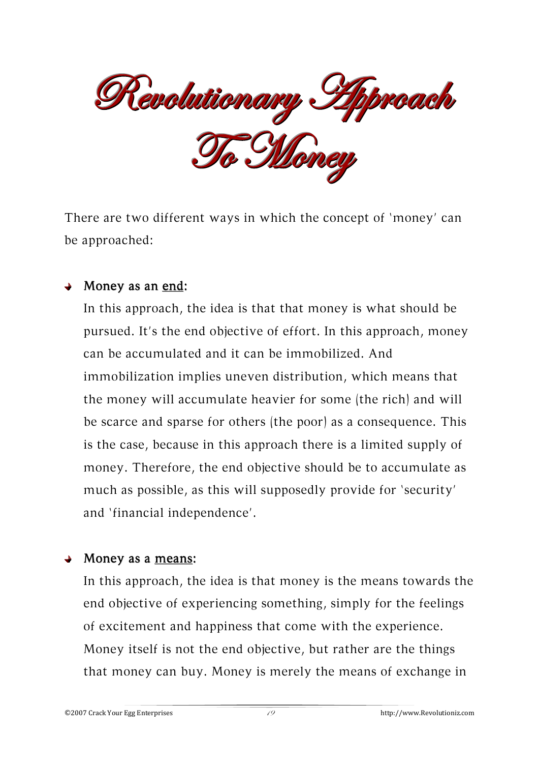# Revolutionary Approach To Money

There are two different ways in which the concept of 'money' can be approached:

- **Money as an <u>end</u>:**
  In this approach, the idea is that that money is what should be pursued. It's the end objective of effort. In this approach, money can be accumulated and it can be immobilized. And immobilization implies uneven distribution, which means that the money will accumulate heavier for some (the rich) and will be scarce and sparse for others (the poor) as a consequence. This is the case, because in this approach there is a limited supply of money. Therefore, the end objective should be to accumulate as much as possible, as this will supposedly provide for 'security' and 'financial independence'.

- **Money as a <u>means</u>:**
  In this approach, the idea is that money is the means towards the end objective of experiencing something, simply for the feelings of excitement and happiness that come with the experience. Money itself is not the end objective, but rather are the things that money can buy. Money is merely the means of exchange in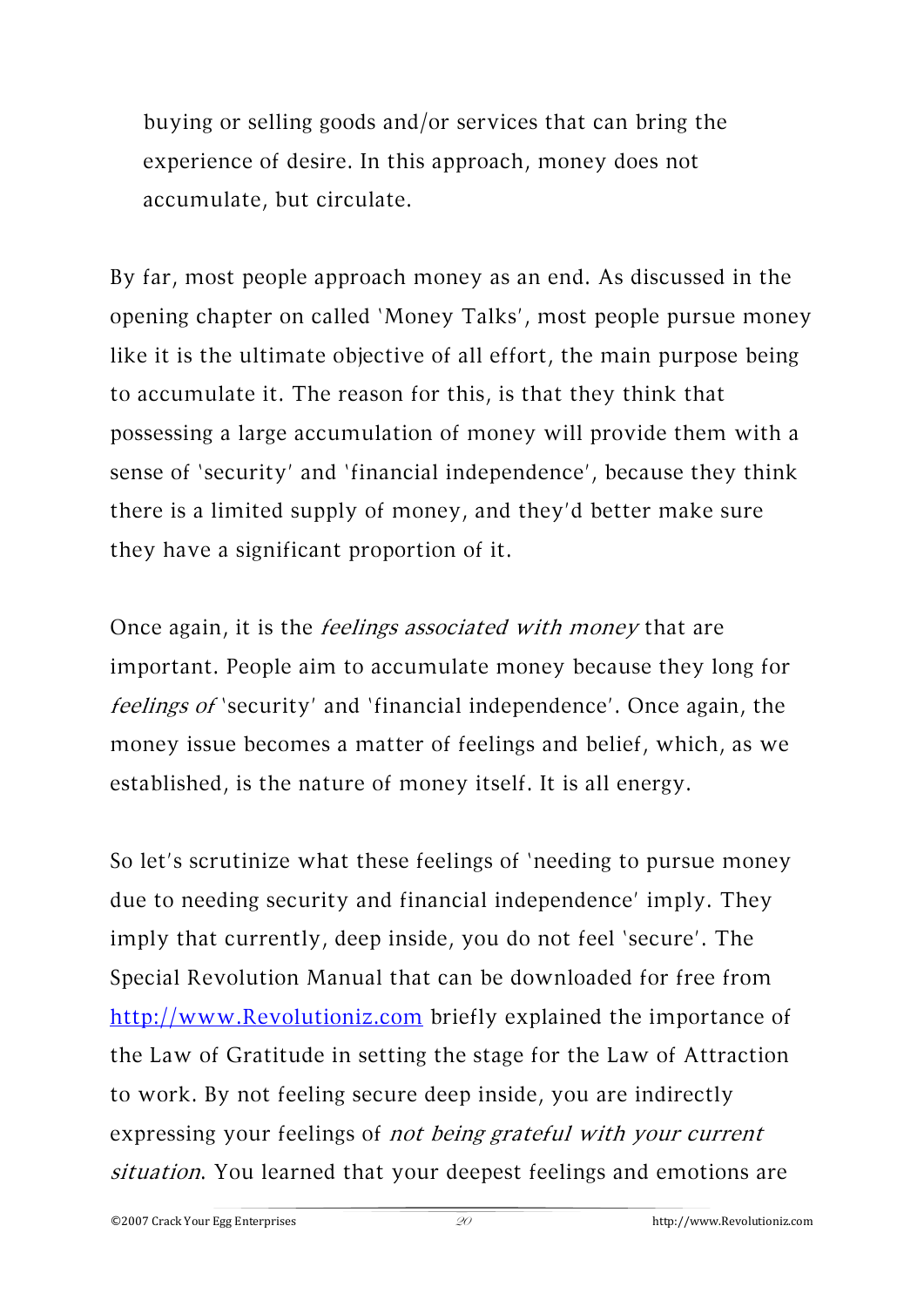buying or selling goods and/or services that can bring the experience of desire. In this approach, money does not accumulate, but circulate.

By far, most people approach money as an end. As discussed in the opening chapter on called 'Money Talks', most people pursue money like it is the ultimate objective of all effort, the main purpose being to accumulate it. The reason for this, is that they think that possessing a large accumulation of money will provide them with a sense of 'security' and 'financial independence', because they think there is a limited supply of money, and they'd better make sure they have a significant proportion of it.

Once again, it is the *feelings associated with money* that are important. People aim to accumulate money because they long for *feelings of* 'security' and 'financial independence'. Once again, the money issue becomes a matter of feelings and belief, which, as we established, is the nature of money itself. It is all energy.

So let's scrutinize what these feelings of 'needing to pursue money due to needing security and financial independence' imply. They imply that currently, deep inside, you do not feel 'secure'. The Special Revolution Manual that can be downloaded for free from [http://www.Revolutioniz.com](http://www.Revolutioniz.com) briefly explained the importance of the Law of Gratitude in setting the stage for the Law of Attraction to work. By not feeling secure deep inside, you are indirectly expressing your feelings of *not being grateful with your current situation*. You learned that your deepest feelings and emotions are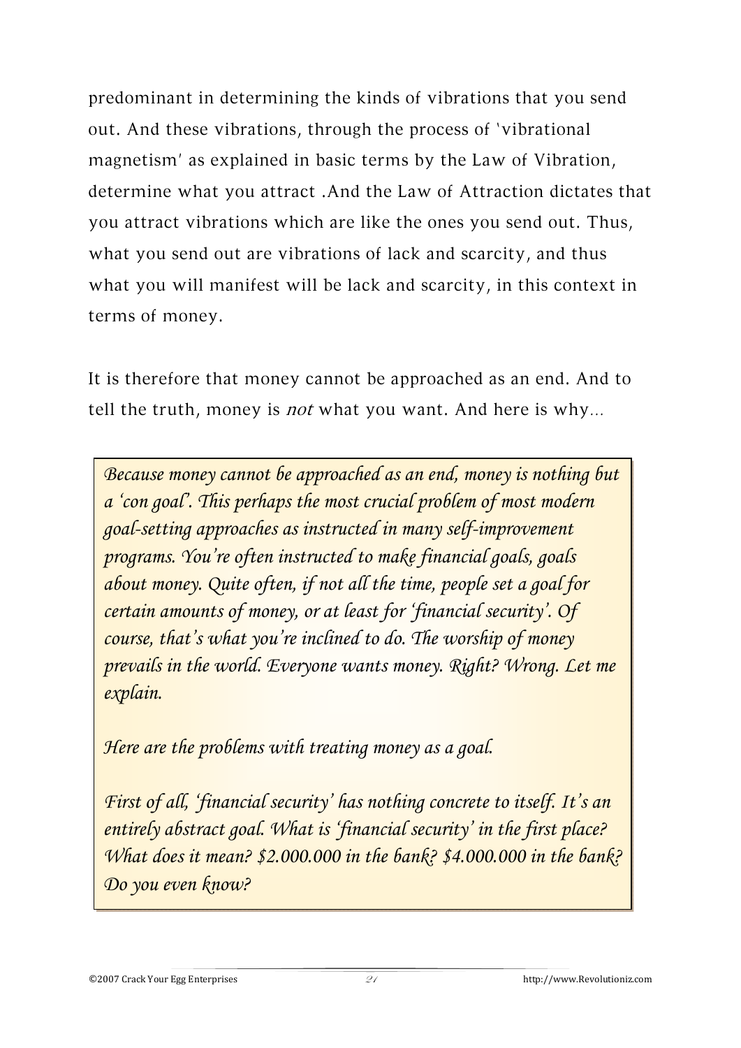predominant in determining the kinds of vibrations that you send out. And these vibrations, through the process of 'vibrational magnetism' as explained in basic terms by the Law of Vibration, determine what you attract .And the Law of Attraction dictates that you attract vibrations which are like the ones you send out. Thus, what you send out are vibrations of lack and scarcity, and thus what you will manifest will be lack and scarcity, in this context in terms of money.

It is therefore that money cannot be approached as an end. And to tell the truth, money is *not* what you want. And here is why…

> *Because money cannot be approached as an end, money is nothing but a 'con goal'. This perhaps the most crucial problem of most modern goal-setting approaches as instructed in many self-improvement programs. You're often instructed to make financial goals, goals about money. Quite often, if not all the time, people set a goal for certain amounts of money, or at least for 'financial security'. Of course, that's what you're inclined to do. The worship of money prevails in the world. Everyone wants money. Right? Wrong. Let me explain.*
>
> *Here are the problems with treating money as a goal.*
>
> *First of all, 'financial security' has nothing concrete to itself. It's an entirely abstract goal. What is 'financial security' in the first place? What does it mean? $2.000.000 in the bank? $4.000.000 in the bank? Do you even know?*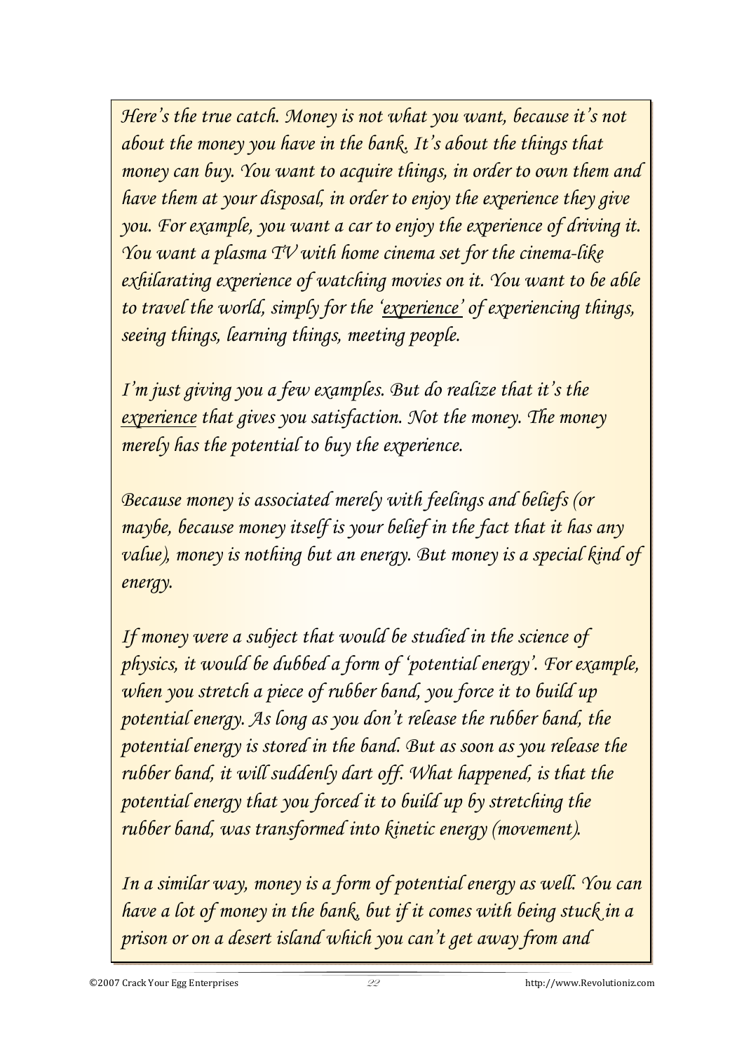*Here's the true catch. Money is not what you want, because it's not about the money you have in the bank. It's about the things that money can buy. You want to acquire things, in order to own them and have them at your disposal, in order to enjoy the experience they give you. For example, you want a car to enjoy the experience of driving it. You want a plasma TV with home cinema set for the cinema-like exhilarating experience of watching movies on it. You want to be able to travel the world, simply for the '<u>experience</u>' of experiencing things, seeing things, learning things, meeting people.*

*I'm just giving you a few examples. But do realize that it's the <u>experience</u> that gives you satisfaction. Not the money. The money merely has the potential to buy the experience.*

*Because money is associated merely with feelings and beliefs (or maybe, because money itself is your belief in the fact that it has any value), money is nothing but an energy. But money is a special kind of energy.*

*If money were a subject that would be studied in the science of physics, it would be dubbed a form of 'potential energy'. For example, when you stretch a piece of rubber band, you force it to build up potential energy. As long as you don't release the rubber band, the potential energy is stored in the band. But as soon as you release the rubber band, it will suddenly dart off. What happened, is that the potential energy that you forced it to build up by stretching the rubber band, was transformed into kinetic energy (movement).*

*In a similar way, money is a form of potential energy as well. You can have a lot of money in the bank, but if it comes with being stuck in a prison or on a desert island which you can't get away from and*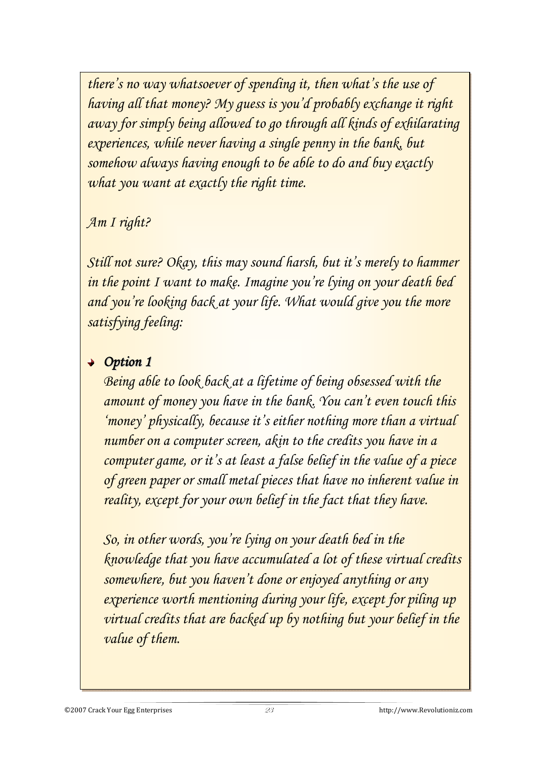*there's no way whatsoever of spending it, then what's the use of having all that money? My guess is you'd probably exchange it right away for simply being allowed to go through all kinds of exhilarating experiences, while never having a single penny in the bank, but somehow always having enough to be able to do and buy exactly what you want at exactly the right time.*

*Am I right?*

*Still not sure? Okay, this may sound harsh, but it's merely to hammer in the point I want to make. Imagine you're lying on your death bed and you're looking back at your life. What would give you the more satisfying feeling:*

- ***Option 1***

  *Being able to look back at a lifetime of being obsessed with the amount of money you have in the bank. You can't even touch this 'money' physically, because it's either nothing more than a virtual number on a computer screen, akin to the credits you have in a computer game, or it's at least a false belief in the value of a piece of green paper or small metal pieces that have no inherent value in reality, except for your own belief in the fact that they have.*

  *So, in other words, you're lying on your death bed in the knowledge that you have accumulated a lot of these virtual credits somewhere, but you haven't done or enjoyed anything or any experience worth mentioning during your life, except for piling up virtual credits that are backed up by nothing but your belief in the value of them.*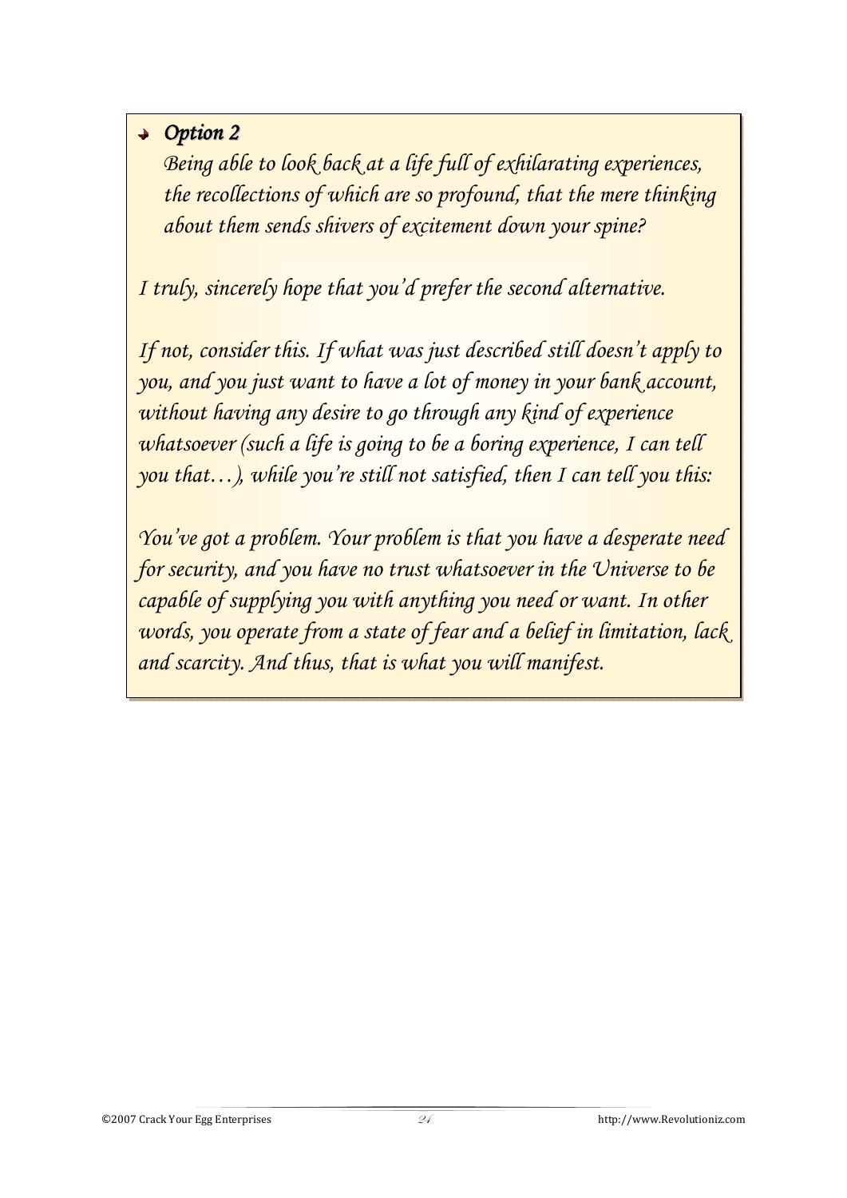- ***Option 2***
  *Being able to look back at a life full of exhilarating experiences, the recollections of which are so profound, that the mere thinking about them sends shivers of excitement down your spine?*

*I truly, sincerely hope that you'd prefer the second alternative.*

*If not, consider this. If what was just described still doesn't apply to you, and you just want to have a lot of money in your bank account, without having any desire to go through any kind of experience whatsoever (such a life is going to be a boring experience, I can tell you that…), while you're still not satisfied, then I can tell you this:*

*You've got a problem. Your problem is that you have a desperate need for security, and you have no trust whatsoever in the Universe to be capable of supplying you with anything you need or want. In other words, you operate from a state of fear and a belief in limitation, lack and scarcity. And thus, that is what you will manifest.*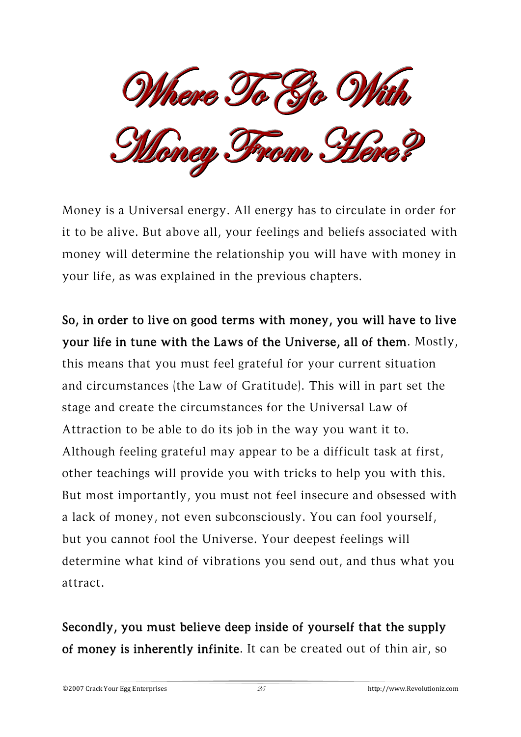# Where To Go With Money From Here?

Money is a Universal energy. All energy has to circulate in order for it to be alive. But above all, your feelings and beliefs associated with money will determine the relationship you will have with money in your life, as was explained in the previous chapters.

**So, in order to live on good terms with money, you will have to live your life in tune with the Laws of the Universe, all of them**. Mostly, this means that you must feel grateful for your current situation and circumstances (the Law of Gratitude). This will in part set the stage and create the circumstances for the Universal Law of Attraction to be able to do its job in the way you want it to. Although feeling grateful may appear to be a difficult task at first, other teachings will provide you with tricks to help you with this. But most importantly, you must not feel insecure and obsessed with a lack of money, not even subconsciously. You can fool yourself, but you cannot fool the Universe. Your deepest feelings will determine what kind of vibrations you send out, and thus what you attract.

**Secondly, you must believe deep inside of yourself that the supply of money is inherently infinite**. It can be created out of thin air, so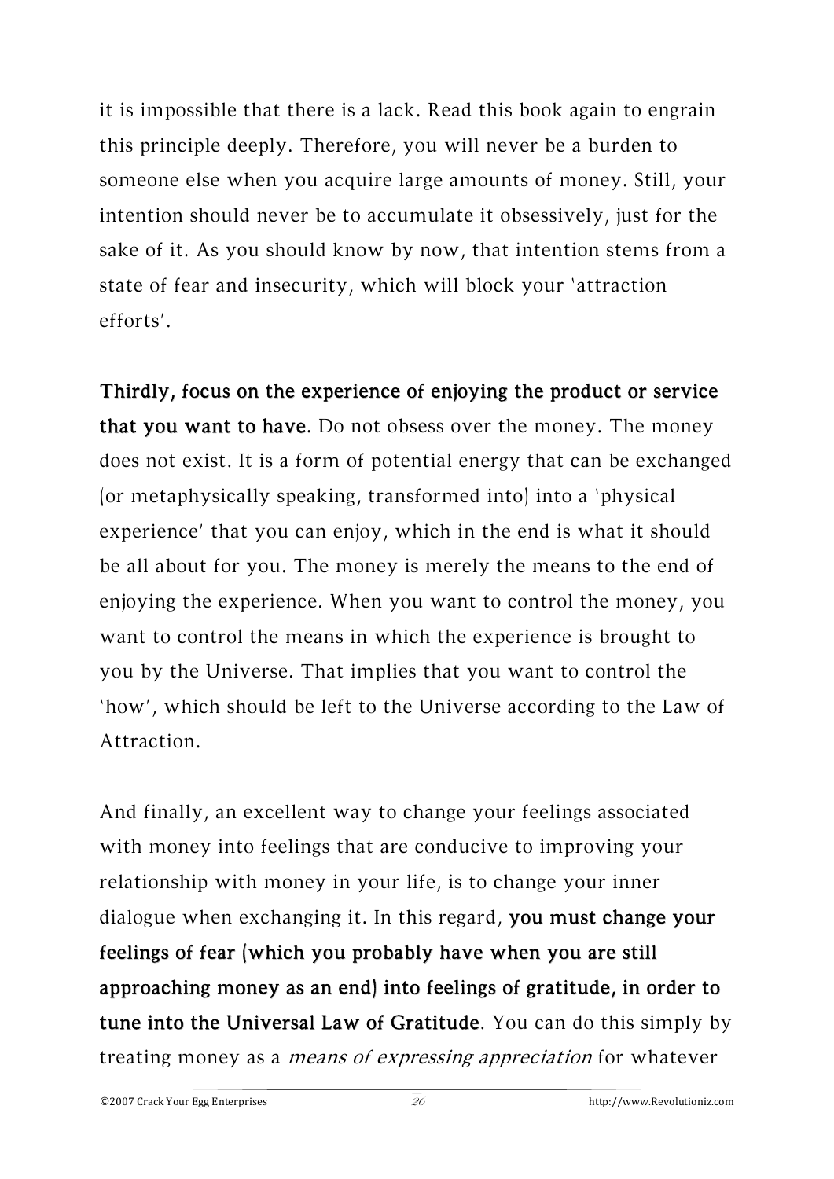it is impossible that there is a lack. Read this book again to engrain this principle deeply. Therefore, you will never be a burden to someone else when you acquire large amounts of money. Still, your intention should never be to accumulate it obsessively, just for the sake of it. As you should know by now, that intention stems from a state of fear and insecurity, which will block your 'attraction efforts'.

**Thirdly, focus on the experience of enjoying the product or service that you want to have**. Do not obsess over the money. The money does not exist. It is a form of potential energy that can be exchanged (or metaphysically speaking, transformed into) into a 'physical experience' that you can enjoy, which in the end is what it should be all about for you. The money is merely the means to the end of enjoying the experience. When you want to control the money, you want to control the means in which the experience is brought to you by the Universe. That implies that you want to control the 'how', which should be left to the Universe according to the Law of Attraction.

And finally, an excellent way to change your feelings associated with money into feelings that are conducive to improving your relationship with money in your life, is to change your inner dialogue when exchanging it. In this regard, **you must change your feelings of fear (which you probably have when you are still approaching money as an end) into feelings of gratitude, in order to tune into the Universal Law of Gratitude**. You can do this simply by treating money as a *means of expressing appreciation* for whatever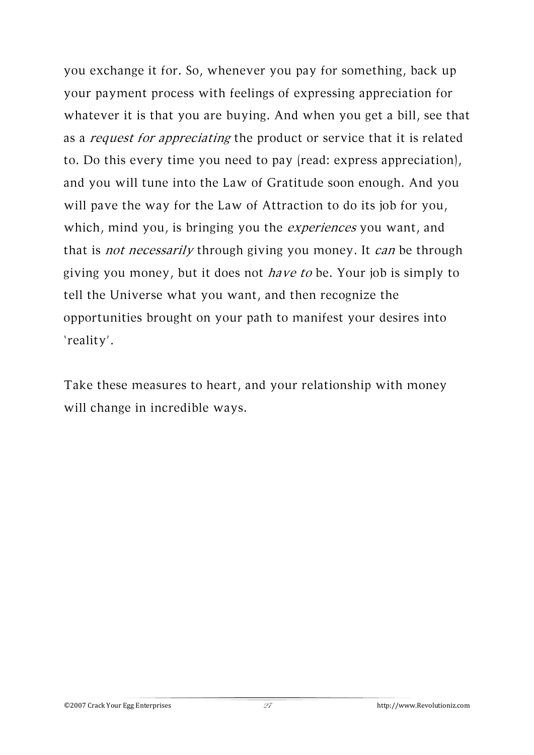you exchange it for. So, whenever you pay for something, back up your payment process with feelings of expressing appreciation for whatever it is that you are buying. And when you get a bill, see that as a *request for appreciating* the product or service that it is related to. Do this every time you need to pay (read: express appreciation), and you will tune into the Law of Gratitude soon enough. And you will pave the way for the Law of Attraction to do its job for you, which, mind you, is bringing you the *experiences* you want, and that is *not necessarily* through giving you money. It *can* be through giving you money, but it does not *have to* be. Your job is simply to tell the Universe what you want, and then recognize the opportunities brought on your path to manifest your desires into 'reality'.

Take these measures to heart, and your relationship with money will change in incredible ways.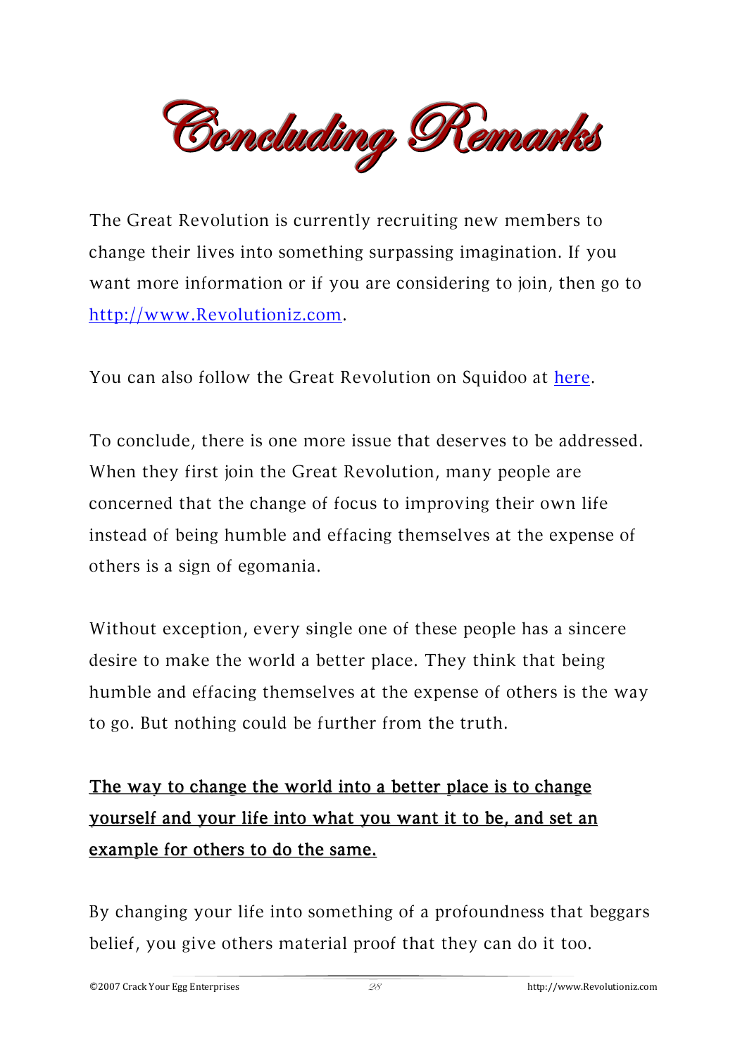# Concluding Remarks

The Great Revolution is currently recruiting new members to change their lives into something surpassing imagination. If you want more information or if you are considering to join, then go to [http://www.Revolutioniz.com](http://www.Revolutioniz.com).

You can also follow the Great Revolution on Squidoo at here.

To conclude, there is one more issue that deserves to be addressed. When they first join the Great Revolution, many people are concerned that the change of focus to improving their own life instead of being humble and effacing themselves at the expense of others is a sign of egomania.

Without exception, every single one of these people has a sincere desire to make the world a better place. They think that being humble and effacing themselves at the expense of others is the way to go. But nothing could be further from the truth.

**<u>The way to change the world into a better place is to change yourself and your life into what you want it to be, and set an example for others to do the same.</u>**

By changing your life into something of a profoundness that beggars belief, you give others material proof that they can do it too.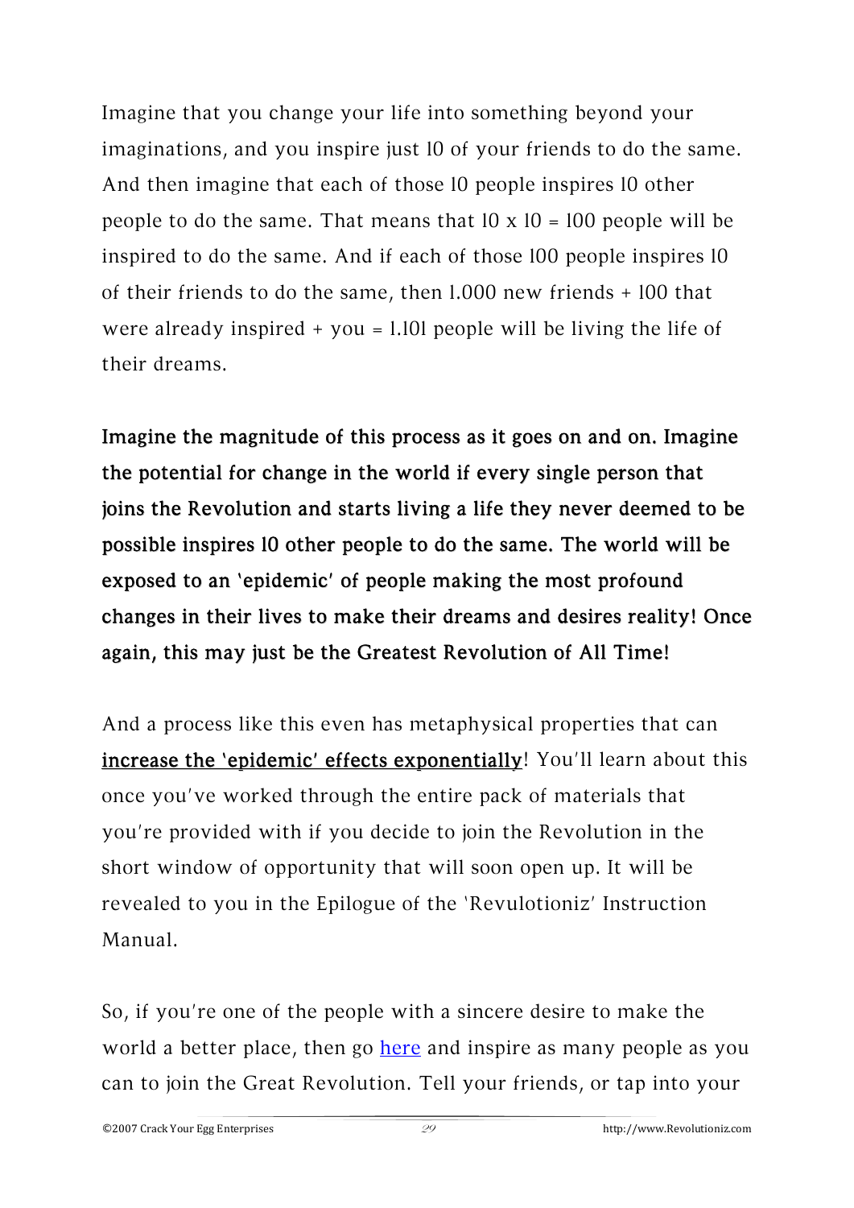Imagine that you change your life into something beyond your imaginations, and you inspire just 10 of your friends to do the same. And then imagine that each of those 10 people inspires 10 other people to do the same. That means that 10 x 10 = 100 people will be inspired to do the same. And if each of those 100 people inspires 10 of their friends to do the same, then 1.000 new friends + 100 that were already inspired + you = 1.101 people will be living the life of their dreams.

**Imagine the magnitude of this process as it goes on and on. Imagine the potential for change in the world if every single person that joins the Revolution and starts living a life they never deemed to be possible inspires 10 other people to do the same. The world will be exposed to an 'epidemic' of people making the most profound changes in their lives to make their dreams and desires reality! Once again, this may just be the Greatest Revolution of All Time!**

And a process like this even has metaphysical properties that can **increase the 'epidemic' effects exponentially**! You'll learn about this once you've worked through the entire pack of materials that you're provided with if you decide to join the Revolution in the short window of opportunity that will soon open up. It will be revealed to you in the Epilogue of the 'Revulotioniz' Instruction Manual.

So, if you're one of the people with a sincere desire to make the world a better place, then go here and inspire as many people as you can to join the Great Revolution. Tell your friends, or tap into your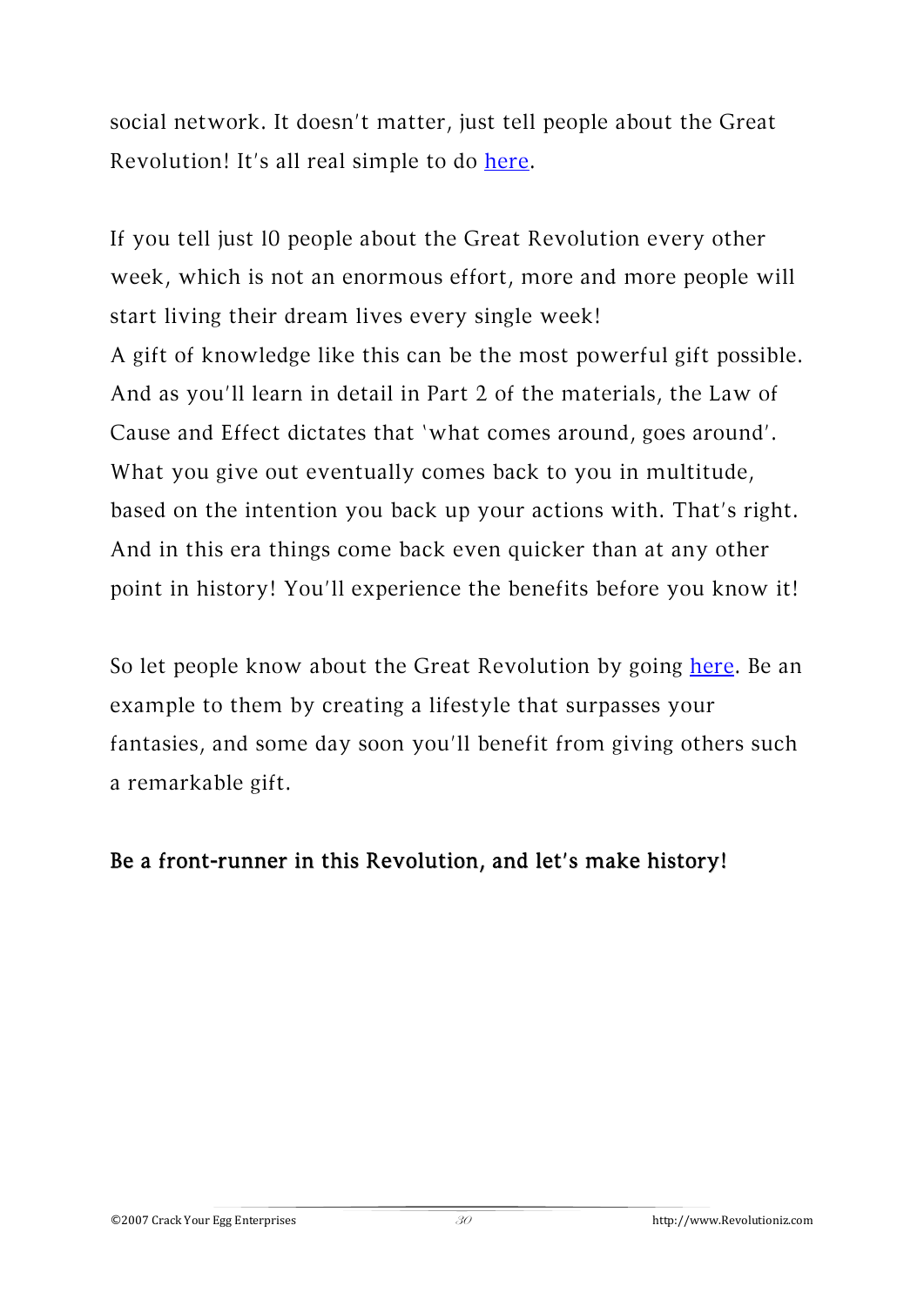social network. It doesn't matter, just tell people about the Great Revolution! It's all real simple to do here.

If you tell just 10 people about the Great Revolution every other week, which is not an enormous effort, more and more people will start living their dream lives every single week!
A gift of knowledge like this can be the most powerful gift possible. And as you'll learn in detail in Part 2 of the materials, the Law of Cause and Effect dictates that 'what comes around, goes around'. What you give out eventually comes back to you in multitude, based on the intention you back up your actions with. That's right. And in this era things come back even quicker than at any other point in history! You'll experience the benefits before you know it!

So let people know about the Great Revolution by going here. Be an example to them by creating a lifestyle that surpasses your fantasies, and some day soon you'll benefit from giving others such a remarkable gift.

**Be a front-runner in this Revolution, and let's make history!**